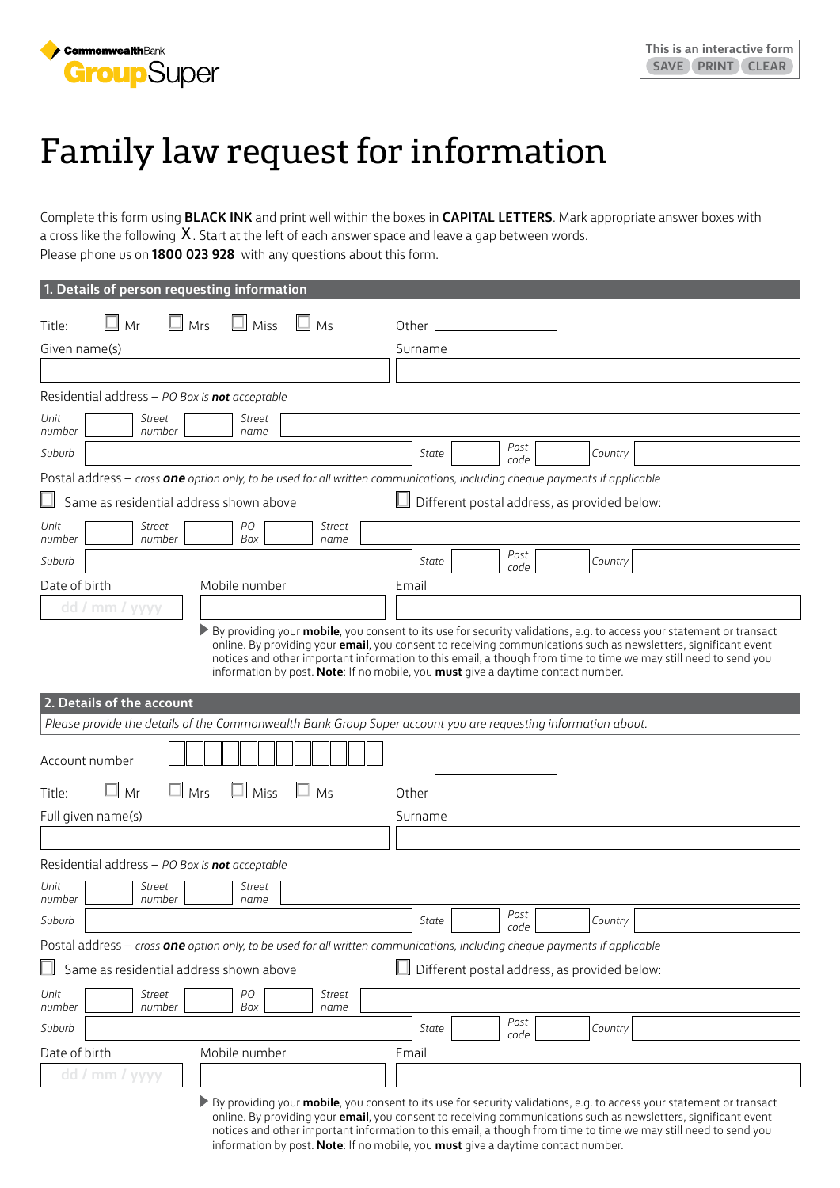CommonwealthBank GroupSuper

This is an interactive form
SAVE PRINT CLEAR

# Family law request for information

Complete this form using **BLACK INK** and print well within the boxes in **CAPITAL LETTERS**. Mark appropriate answer boxes with a cross like the following X. Start at the left of each answer space and leave a gap between words.
Please phone us on **1800 023 928** with any questions about this form.

## 1. Details of person requesting information

Title: ☐ Mr ☐ Mrs ☐ Miss ☐ Ms Other

Given name(s) Surname

Residential address – *PO Box is **not** acceptable*

*Unit number* *Street number* *Street name*

*Suburb* *State* *Post code* *Country*

Postal address – *cross **one** option only, to be used for all written communications, including cheque payments if applicable*

☐ Same as residential address shown above ☐ Different postal address, as provided below:

*Unit number* *Street number* *PO Box* *Street name*

*Suburb* *State* *Post code* *Country*

Date of birth Mobile number Email

dd / mm / yyyy

▶ By providing your **mobile**, you consent to its use for security validations, e.g. to access your statement or transact online. By providing your **email**, you consent to receiving communications such as newsletters, significant event notices and other important information to this email, although from time to time we may still need to send you information by post. **Note**: If no mobile, you **must** give a daytime contact number.

## 2. Details of the account

*Please provide the details of the Commonwealth Bank Group Super account you are requesting information about.*

Account number

Title: ☐ Mr ☐ Mrs ☐ Miss ☐ Ms Other

Full given name(s) Surname

Residential address – *PO Box is **not** acceptable*

*Unit number* *Street number* *Street name*

*Suburb* *State* *Post code* *Country*

Postal address – *cross **one** option only, to be used for all written communications, including cheque payments if applicable*

☐ Same as residential address shown above ☐ Different postal address, as provided below:

*Unit number* *Street number* *PO Box* *Street name*

*Suburb* *State* *Post code* *Country*

Date of birth Mobile number Email

dd / mm / yyyy

▶ By providing your **mobile**, you consent to its use for security validations, e.g. to access your statement or transact online. By providing your **email**, you consent to receiving communications such as newsletters, significant event notices and other important information to this email, although from time to time we may still need to send you information by post. **Note**: If no mobile, you **must** give a daytime contact number.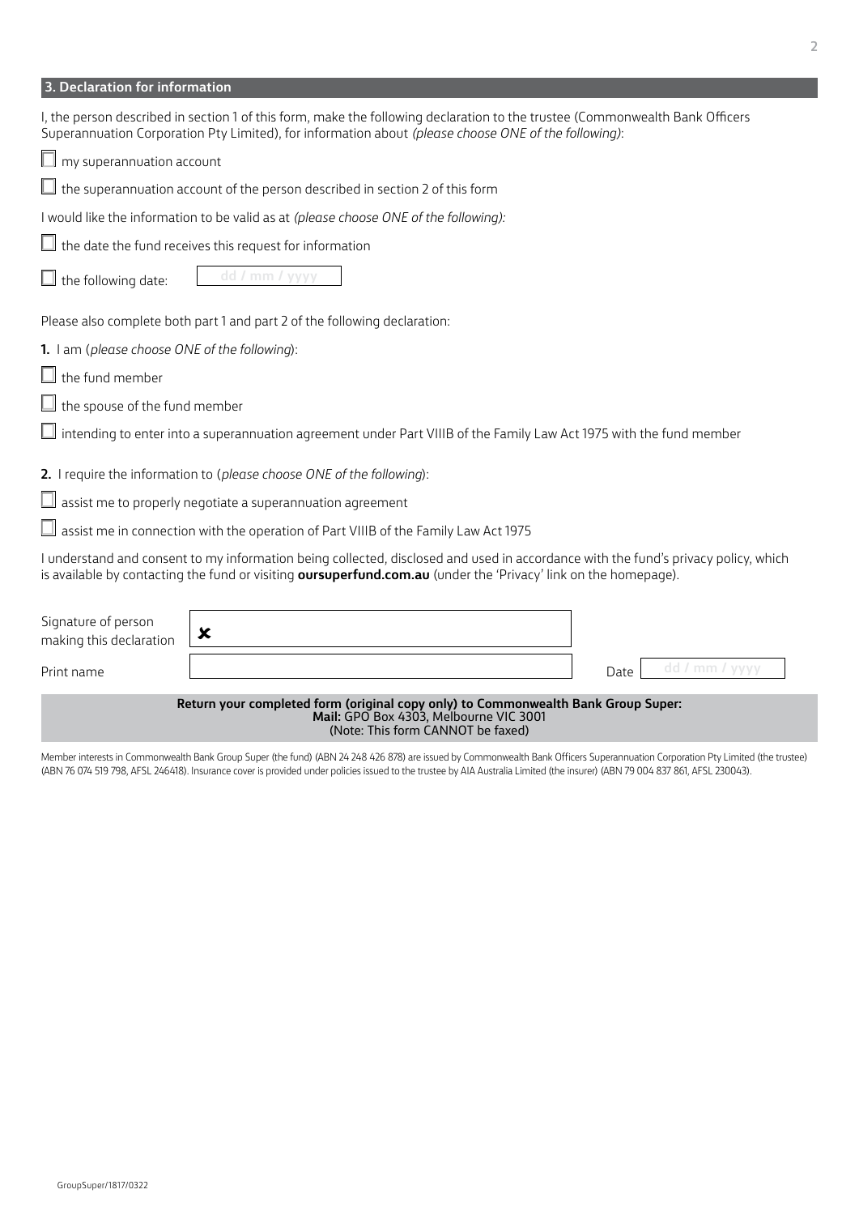## 3. Declaration for information

I, the person described in section 1 of this form, make the following declaration to the trustee (Commonwealth Bank Officers Superannuation Corporation Pty Limited), for information about *(please choose ONE of the following)*:

- ☐ my superannuation account
- ☐ the superannuation account of the person described in section 2 of this form

I would like the information to be valid as at *(please choose ONE of the following):*

- ☐ the date the fund receives this request for information
- ☐ the following date: dd / mm / yyyy

Please also complete both part 1 and part 2 of the following declaration:

**1.** I am (*please choose ONE of the following*):

- ☐ the fund member
- ☐ the spouse of the fund member
- ☐ intending to enter into a superannuation agreement under Part VIIIB of the Family Law Act 1975 with the fund member

**2.** I require the information to (*please choose ONE of the following*):

- ☐ assist me to properly negotiate a superannuation agreement
- ☐ assist me in connection with the operation of Part VIIIB of the Family Law Act 1975

I understand and consent to my information being collected, disclosed and used in accordance with the fund's privacy policy, which is available by contacting the fund or visiting **oursuperfund.com.au** (under the 'Privacy' link on the homepage).

Signature of person making this declaration ✘

Print name

Date dd / mm / yyyy

**Return your completed form (original copy only) to Commonwealth Bank Group Super:**
**Mail:** GPO Box 4303, Melbourne VIC 3001
(Note: This form CANNOT be faxed)

Member interests in Commonwealth Bank Group Super (the fund) (ABN 24 248 426 878) are issued by Commonwealth Bank Officers Superannuation Corporation Pty Limited (the trustee) (ABN 76 074 519 798, AFSL 246418). Insurance cover is provided under policies issued to the trustee by AIA Australia Limited (the insurer) (ABN 79 004 837 861, AFSL 230043).

GroupSuper/1817/0322